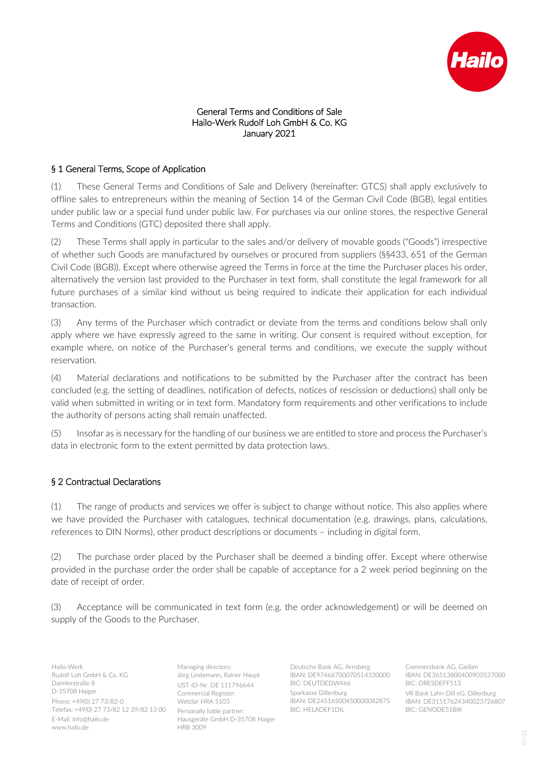General Terms and Conditions of Sale
Hailo-Werk Rudolf Loh GmbH & Co. KG
January 2021

## § 1 General Terms, Scope of Application

(1) These General Terms and Conditions of Sale and Delivery (hereinafter: GTCS) shall apply exclusively to offline sales to entrepreneurs within the meaning of Section 14 of the German Civil Code (BGB), legal entities under public law or a special fund under public law. For purchases via our online stores, the respective General Terms and Conditions (GTC) deposited there shall apply.

(2) These Terms shall apply in particular to the sales and/or delivery of movable goods ("Goods") irrespective of whether such Goods are manufactured by ourselves or procured from suppliers (§§433, 651 of the German Civil Code (BGB)). Except where otherwise agreed the Terms in force at the time the Purchaser places his order, alternatively the version last provided to the Purchaser in text form, shall constitute the legal framework for all future purchases of a similar kind without us being required to indicate their application for each individual transaction.

(3) Any terms of the Purchaser which contradict or deviate from the terms and conditions below shall only apply where we have expressly agreed to the same in writing. Our consent is required without exception, for example where, on notice of the Purchaser's general terms and conditions, we execute the supply without reservation.

(4) Material declarations and notifications to be submitted by the Purchaser after the contract has been concluded (e.g. the setting of deadlines, notification of defects, notices of rescission or deductions) shall only be valid when submitted in writing or in text form. Mandatory form requirements and other verifications to include the authority of persons acting shall remain unaffected.

(5) Insofar as is necessary for the handling of our business we are entitled to store and process the Purchaser's data in electronic form to the extent permitted by data protection laws.

## § 2 Contractual Declarations

(1) The range of products and services we offer is subject to change without notice. This also applies where we have provided the Purchaser with catalogues, technical documentation (e.g. drawings, plans, calculations, references to DIN Norms), other product descriptions or documents – including in digital form.

(2) The purchase order placed by the Purchaser shall be deemed a binding offer. Except where otherwise provided in the purchase order the order shall be capable of acceptance for a 2 week period beginning on the date of receipt of order.

(3) Acceptance will be communicated in text form (e.g. the order acknowledgement) or will be deemed on supply of the Goods to the Purchaser.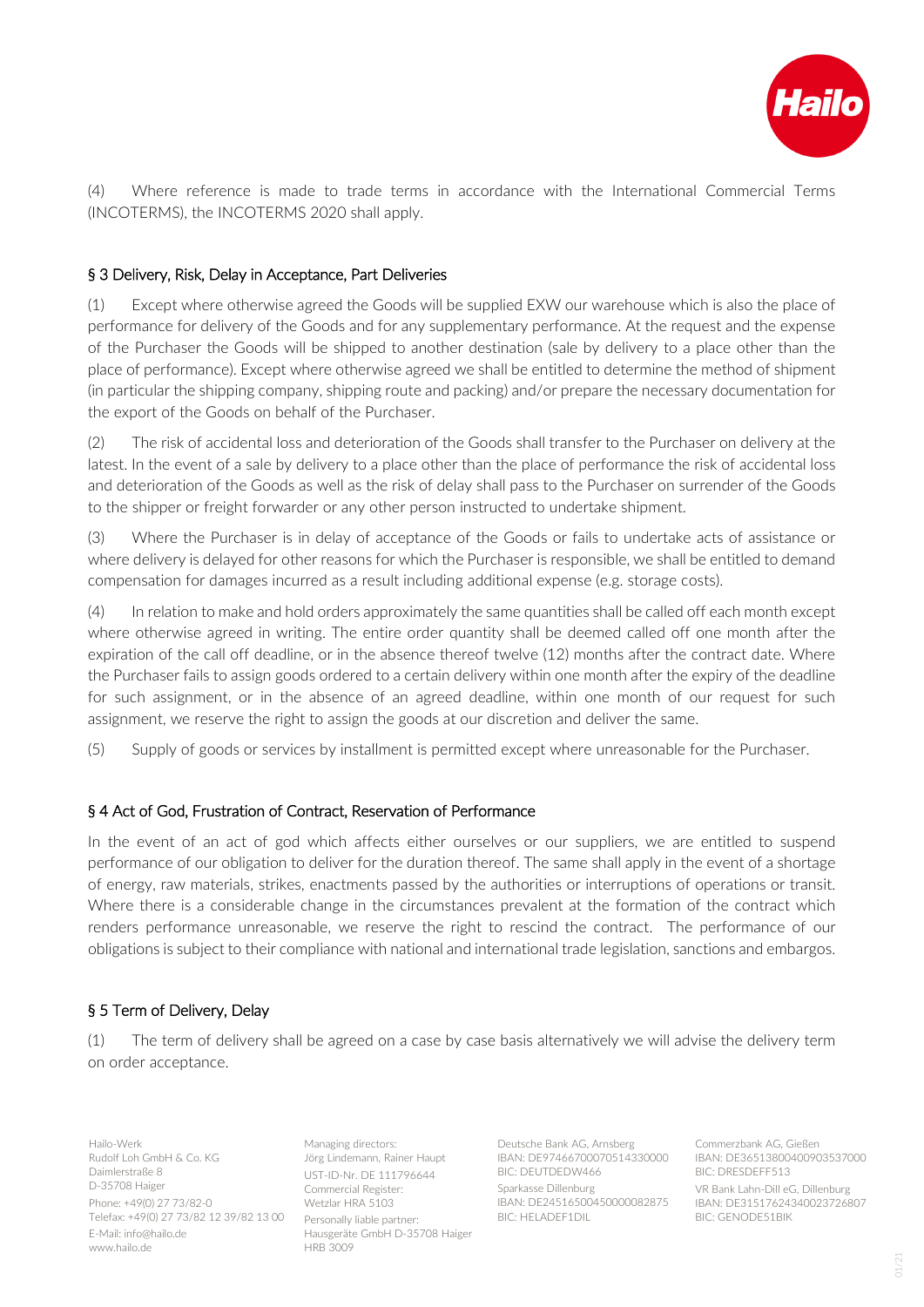(4) Where reference is made to trade terms in accordance with the International Commercial Terms (INCOTERMS), the INCOTERMS 2020 shall apply.

## § 3 Delivery, Risk, Delay in Acceptance, Part Deliveries

(1) Except where otherwise agreed the Goods will be supplied EXW our warehouse which is also the place of performance for delivery of the Goods and for any supplementary performance. At the request and the expense of the Purchaser the Goods will be shipped to another destination (sale by delivery to a place other than the place of performance). Except where otherwise agreed we shall be entitled to determine the method of shipment (in particular the shipping company, shipping route and packing) and/or prepare the necessary documentation for the export of the Goods on behalf of the Purchaser.

(2) The risk of accidental loss and deterioration of the Goods shall transfer to the Purchaser on delivery at the latest. In the event of a sale by delivery to a place other than the place of performance the risk of accidental loss and deterioration of the Goods as well as the risk of delay shall pass to the Purchaser on surrender of the Goods to the shipper or freight forwarder or any other person instructed to undertake shipment.

(3) Where the Purchaser is in delay of acceptance of the Goods or fails to undertake acts of assistance or where delivery is delayed for other reasons for which the Purchaser is responsible, we shall be entitled to demand compensation for damages incurred as a result including additional expense (e.g. storage costs).

(4) In relation to make and hold orders approximately the same quantities shall be called off each month except where otherwise agreed in writing. The entire order quantity shall be deemed called off one month after the expiration of the call off deadline, or in the absence thereof twelve (12) months after the contract date. Where the Purchaser fails to assign goods ordered to a certain delivery within one month after the expiry of the deadline for such assignment, or in the absence of an agreed deadline, within one month of our request for such assignment, we reserve the right to assign the goods at our discretion and deliver the same.

(5) Supply of goods or services by installment is permitted except where unreasonable for the Purchaser.

## § 4 Act of God, Frustration of Contract, Reservation of Performance

In the event of an act of god which affects either ourselves or our suppliers, we are entitled to suspend performance of our obligation to deliver for the duration thereof. The same shall apply in the event of a shortage of energy, raw materials, strikes, enactments passed by the authorities or interruptions of operations or transit. Where there is a considerable change in the circumstances prevalent at the formation of the contract which renders performance unreasonable, we reserve the right to rescind the contract. The performance of our obligations is subject to their compliance with national and international trade legislation, sanctions and embargos.

## § 5 Term of Delivery, Delay

(1) The term of delivery shall be agreed on a case by case basis alternatively we will advise the delivery term on order acceptance.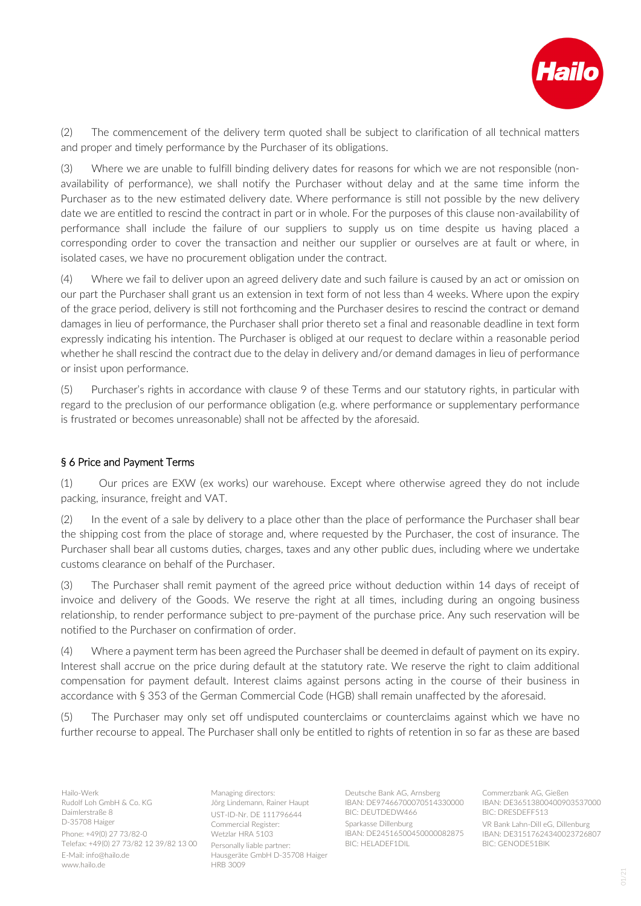(2) The commencement of the delivery term quoted shall be subject to clarification of all technical matters and proper and timely performance by the Purchaser of its obligations.

(3) Where we are unable to fulfill binding delivery dates for reasons for which we are not responsible (non-availability of performance), we shall notify the Purchaser without delay and at the same time inform the Purchaser as to the new estimated delivery date. Where performance is still not possible by the new delivery date we are entitled to rescind the contract in part or in whole. For the purposes of this clause non-availability of performance shall include the failure of our suppliers to supply us on time despite us having placed a corresponding order to cover the transaction and neither our supplier or ourselves are at fault or where, in isolated cases, we have no procurement obligation under the contract.

(4) Where we fail to deliver upon an agreed delivery date and such failure is caused by an act or omission on our part the Purchaser shall grant us an extension in text form of not less than 4 weeks. Where upon the expiry of the grace period, delivery is still not forthcoming and the Purchaser desires to rescind the contract or demand damages in lieu of performance, the Purchaser shall prior thereto set a final and reasonable deadline in text form expressly indicating his intention. The Purchaser is obliged at our request to declare within a reasonable period whether he shall rescind the contract due to the delay in delivery and/or demand damages in lieu of performance or insist upon performance.

(5) Purchaser's rights in accordance with clause 9 of these Terms and our statutory rights, in particular with regard to the preclusion of our performance obligation (e.g. where performance or supplementary performance is frustrated or becomes unreasonable) shall not be affected by the aforesaid.

## § 6 Price and Payment Terms

(1) Our prices are EXW (ex works) our warehouse. Except where otherwise agreed they do not include packing, insurance, freight and VAT.

(2) In the event of a sale by delivery to a place other than the place of performance the Purchaser shall bear the shipping cost from the place of storage and, where requested by the Purchaser, the cost of insurance. The Purchaser shall bear all customs duties, charges, taxes and any other public dues, including where we undertake customs clearance on behalf of the Purchaser.

(3) The Purchaser shall remit payment of the agreed price without deduction within 14 days of receipt of invoice and delivery of the Goods. We reserve the right at all times, including during an ongoing business relationship, to render performance subject to pre-payment of the purchase price. Any such reservation will be notified to the Purchaser on confirmation of order.

(4) Where a payment term has been agreed the Purchaser shall be deemed in default of payment on its expiry. Interest shall accrue on the price during default at the statutory rate. We reserve the right to claim additional compensation for payment default. Interest claims against persons acting in the course of their business in accordance with § 353 of the German Commercial Code (HGB) shall remain unaffected by the aforesaid.

(5) The Purchaser may only set off undisputed counterclaims or counterclaims against which we have no further recourse to appeal. The Purchaser shall only be entitled to rights of retention in so far as these are based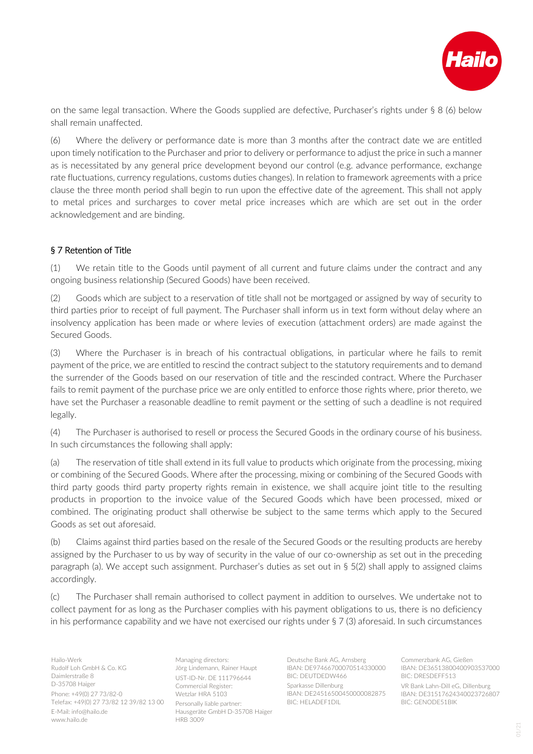on the same legal transaction. Where the Goods supplied are defective, Purchaser's rights under § 8 (6) below shall remain unaffected.

(6) Where the delivery or performance date is more than 3 months after the contract date we are entitled upon timely notification to the Purchaser and prior to delivery or performance to adjust the price in such a manner as is necessitated by any general price development beyond our control (e.g. advance performance, exchange rate fluctuations, currency regulations, customs duties changes). In relation to framework agreements with a price clause the three month period shall begin to run upon the effective date of the agreement. This shall not apply to metal prices and surcharges to cover metal price increases which are which are set out in the order acknowledgement and are binding.

## § 7 Retention of Title

(1) We retain title to the Goods until payment of all current and future claims under the contract and any ongoing business relationship (Secured Goods) have been received.

(2) Goods which are subject to a reservation of title shall not be mortgaged or assigned by way of security to third parties prior to receipt of full payment. The Purchaser shall inform us in text form without delay where an insolvency application has been made or where levies of execution (attachment orders) are made against the Secured Goods.

(3) Where the Purchaser is in breach of his contractual obligations, in particular where he fails to remit payment of the price, we are entitled to rescind the contract subject to the statutory requirements and to demand the surrender of the Goods based on our reservation of title and the rescinded contract. Where the Purchaser fails to remit payment of the purchase price we are only entitled to enforce those rights where, prior thereto, we have set the Purchaser a reasonable deadline to remit payment or the setting of such a deadline is not required legally.

(4) The Purchaser is authorised to resell or process the Secured Goods in the ordinary course of his business. In such circumstances the following shall apply:

(a) The reservation of title shall extend in its full value to products which originate from the processing, mixing or combining of the Secured Goods. Where after the processing, mixing or combining of the Secured Goods with third party goods third party property rights remain in existence, we shall acquire joint title to the resulting products in proportion to the invoice value of the Secured Goods which have been processed, mixed or combined. The originating product shall otherwise be subject to the same terms which apply to the Secured Goods as set out aforesaid.

(b) Claims against third parties based on the resale of the Secured Goods or the resulting products are hereby assigned by the Purchaser to us by way of security in the value of our co-ownership as set out in the preceding paragraph (a). We accept such assignment. Purchaser's duties as set out in § 5(2) shall apply to assigned claims accordingly.

(c) The Purchaser shall remain authorised to collect payment in addition to ourselves. We undertake not to collect payment for as long as the Purchaser complies with his payment obligations to us, there is no deficiency in his performance capability and we have not exercised our rights under § 7 (3) aforesaid. In such circumstances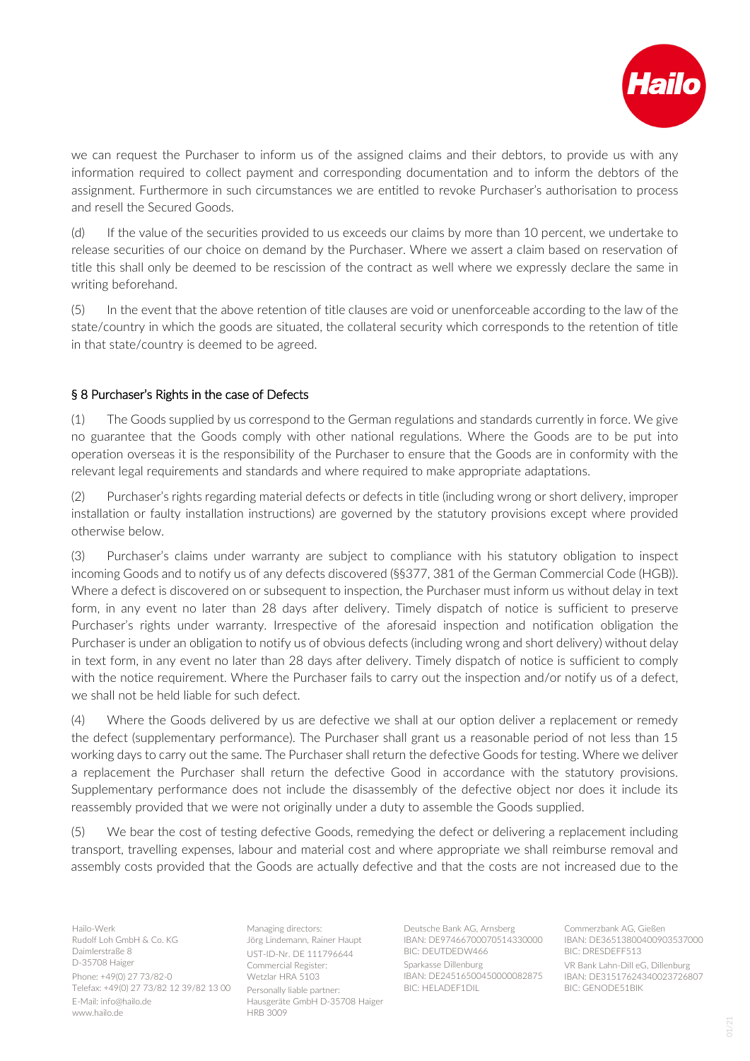we can request the Purchaser to inform us of the assigned claims and their debtors, to provide us with any information required to collect payment and corresponding documentation and to inform the debtors of the assignment. Furthermore in such circumstances we are entitled to revoke Purchaser's authorisation to process and resell the Secured Goods.

(d) If the value of the securities provided to us exceeds our claims by more than 10 percent, we undertake to release securities of our choice on demand by the Purchaser. Where we assert a claim based on reservation of title this shall only be deemed to be rescission of the contract as well where we expressly declare the same in writing beforehand.

(5) In the event that the above retention of title clauses are void or unenforceable according to the law of the state/country in which the goods are situated, the collateral security which corresponds to the retention of title in that state/country is deemed to be agreed.

## § 8 Purchaser's Rights in the case of Defects

(1) The Goods supplied by us correspond to the German regulations and standards currently in force. We give no guarantee that the Goods comply with other national regulations. Where the Goods are to be put into operation overseas it is the responsibility of the Purchaser to ensure that the Goods are in conformity with the relevant legal requirements and standards and where required to make appropriate adaptations.

(2) Purchaser's rights regarding material defects or defects in title (including wrong or short delivery, improper installation or faulty installation instructions) are governed by the statutory provisions except where provided otherwise below.

(3) Purchaser's claims under warranty are subject to compliance with his statutory obligation to inspect incoming Goods and to notify us of any defects discovered (§§377, 381 of the German Commercial Code (HGB)). Where a defect is discovered on or subsequent to inspection, the Purchaser must inform us without delay in text form, in any event no later than 28 days after delivery. Timely dispatch of notice is sufficient to preserve Purchaser's rights under warranty. Irrespective of the aforesaid inspection and notification obligation the Purchaser is under an obligation to notify us of obvious defects (including wrong and short delivery) without delay in text form, in any event no later than 28 days after delivery. Timely dispatch of notice is sufficient to comply with the notice requirement. Where the Purchaser fails to carry out the inspection and/or notify us of a defect, we shall not be held liable for such defect.

(4) Where the Goods delivered by us are defective we shall at our option deliver a replacement or remedy the defect (supplementary performance). The Purchaser shall grant us a reasonable period of not less than 15 working days to carry out the same. The Purchaser shall return the defective Goods for testing. Where we deliver a replacement the Purchaser shall return the defective Good in accordance with the statutory provisions. Supplementary performance does not include the disassembly of the defective object nor does it include its reassembly provided that we were not originally under a duty to assemble the Goods supplied.

(5) We bear the cost of testing defective Goods, remedying the defect or delivering a replacement including transport, travelling expenses, labour and material cost and where appropriate we shall reimburse removal and assembly costs provided that the Goods are actually defective and that the costs are not increased due to the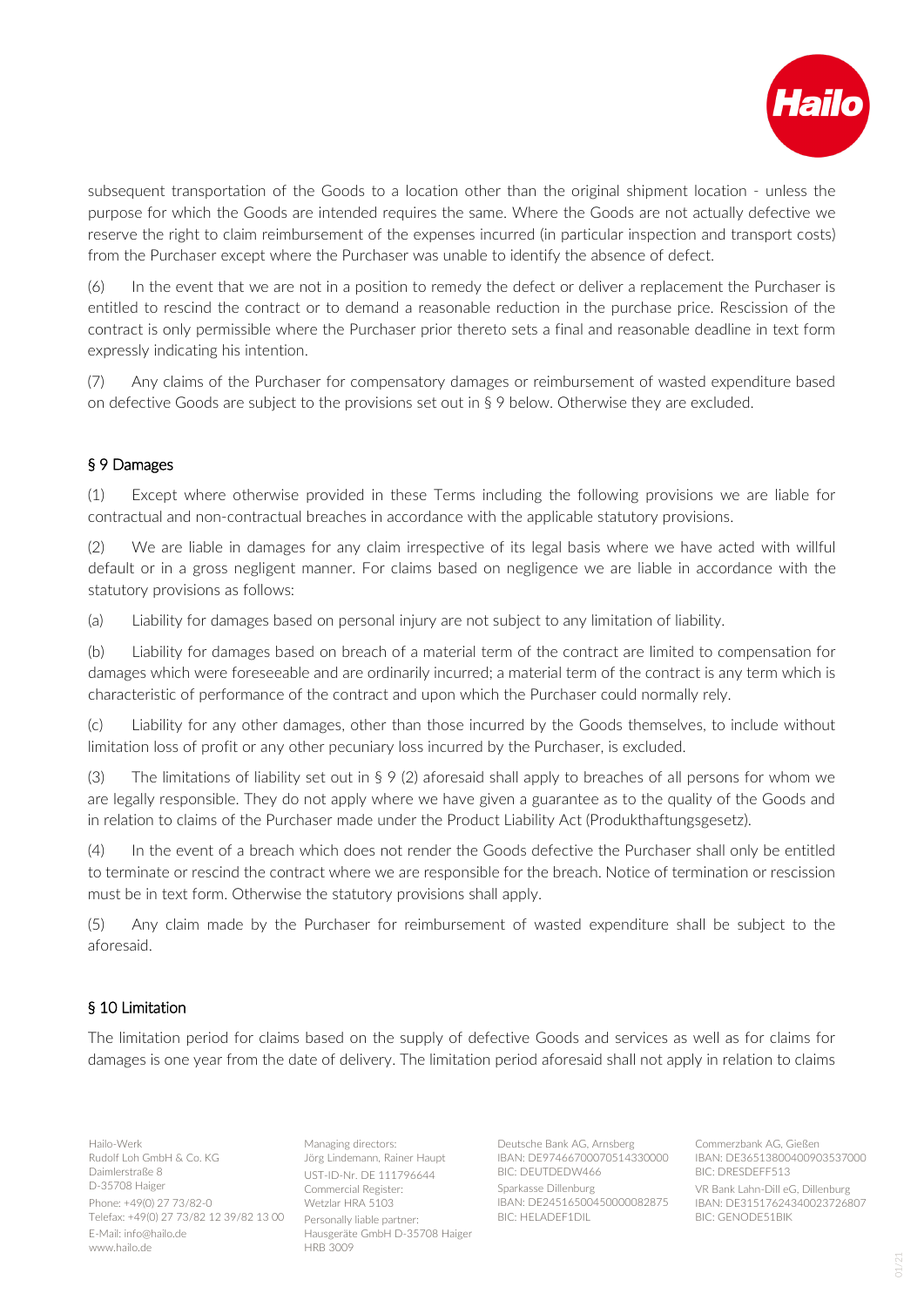subsequent transportation of the Goods to a location other than the original shipment location - unless the purpose for which the Goods are intended requires the same. Where the Goods are not actually defective we reserve the right to claim reimbursement of the expenses incurred (in particular inspection and transport costs) from the Purchaser except where the Purchaser was unable to identify the absence of defect.

(6) In the event that we are not in a position to remedy the defect or deliver a replacement the Purchaser is entitled to rescind the contract or to demand a reasonable reduction in the purchase price. Rescission of the contract is only permissible where the Purchaser prior thereto sets a final and reasonable deadline in text form expressly indicating his intention.

(7) Any claims of the Purchaser for compensatory damages or reimbursement of wasted expenditure based on defective Goods are subject to the provisions set out in § 9 below. Otherwise they are excluded.

## § 9 Damages

(1) Except where otherwise provided in these Terms including the following provisions we are liable for contractual and non-contractual breaches in accordance with the applicable statutory provisions.

(2) We are liable in damages for any claim irrespective of its legal basis where we have acted with willful default or in a gross negligent manner. For claims based on negligence we are liable in accordance with the statutory provisions as follows:

(a) Liability for damages based on personal injury are not subject to any limitation of liability.

(b) Liability for damages based on breach of a material term of the contract are limited to compensation for damages which were foreseeable and are ordinarily incurred; a material term of the contract is any term which is characteristic of performance of the contract and upon which the Purchaser could normally rely.

(c) Liability for any other damages, other than those incurred by the Goods themselves, to include without limitation loss of profit or any other pecuniary loss incurred by the Purchaser, is excluded.

(3) The limitations of liability set out in § 9 (2) aforesaid shall apply to breaches of all persons for whom we are legally responsible. They do not apply where we have given a guarantee as to the quality of the Goods and in relation to claims of the Purchaser made under the Product Liability Act (Produkthaftungsgesetz).

(4) In the event of a breach which does not render the Goods defective the Purchaser shall only be entitled to terminate or rescind the contract where we are responsible for the breach. Notice of termination or rescission must be in text form. Otherwise the statutory provisions shall apply.

(5) Any claim made by the Purchaser for reimbursement of wasted expenditure shall be subject to the aforesaid.

## § 10 Limitation

The limitation period for claims based on the supply of defective Goods and services as well as for claims for damages is one year from the date of delivery. The limitation period aforesaid shall not apply in relation to claims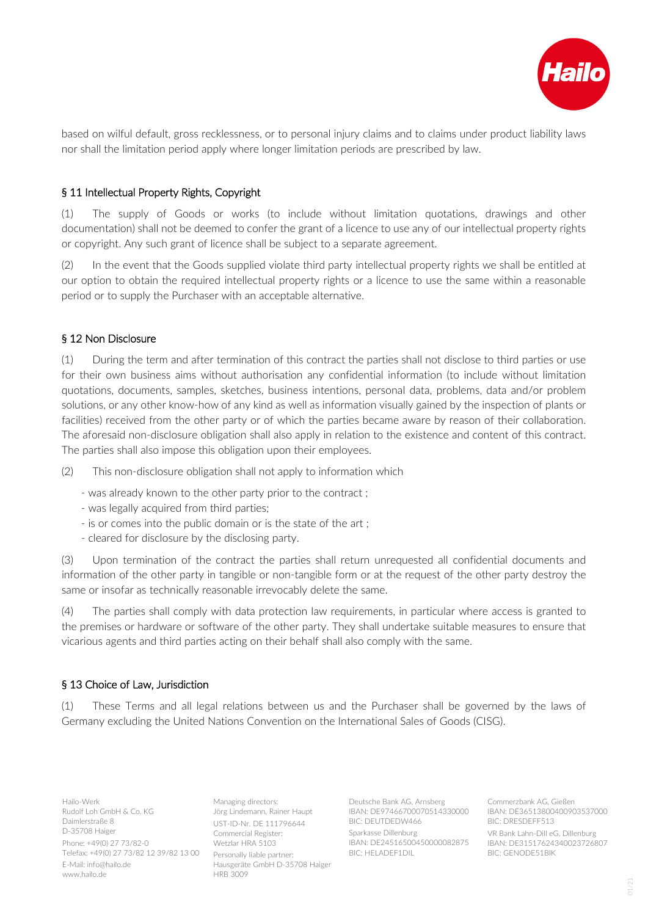based on wilful default, gross recklessness, or to personal injury claims and to claims under product liability laws nor shall the limitation period apply where longer limitation periods are prescribed by law.

## § 11 Intellectual Property Rights, Copyright

(1) The supply of Goods or works (to include without limitation quotations, drawings and other documentation) shall not be deemed to confer the grant of a licence to use any of our intellectual property rights or copyright. Any such grant of licence shall be subject to a separate agreement.

(2) In the event that the Goods supplied violate third party intellectual property rights we shall be entitled at our option to obtain the required intellectual property rights or a licence to use the same within a reasonable period or to supply the Purchaser with an acceptable alternative.

## § 12 Non Disclosure

(1) During the term and after termination of this contract the parties shall not disclose to third parties or use for their own business aims without authorisation any confidential information (to include without limitation quotations, documents, samples, sketches, business intentions, personal data, problems, data and/or problem solutions, or any other know-how of any kind as well as information visually gained by the inspection of plants or facilities) received from the other party or of which the parties became aware by reason of their collaboration. The aforesaid non-disclosure obligation shall also apply in relation to the existence and content of this contract. The parties shall also impose this obligation upon their employees.

(2) This non-disclosure obligation shall not apply to information which

- was already known to the other party prior to the contract ;
- was legally acquired from third parties;
- is or comes into the public domain or is the state of the art ;
- cleared for disclosure by the disclosing party.

(3) Upon termination of the contract the parties shall return unrequested all confidential documents and information of the other party in tangible or non-tangible form or at the request of the other party destroy the same or insofar as technically reasonable irrevocably delete the same.

(4) The parties shall comply with data protection law requirements, in particular where access is granted to the premises or hardware or software of the other party. They shall undertake suitable measures to ensure that vicarious agents and third parties acting on their behalf shall also comply with the same.

## § 13 Choice of Law, Jurisdiction

(1) These Terms and all legal relations between us and the Purchaser shall be governed by the laws of Germany excluding the United Nations Convention on the International Sales of Goods (CISG).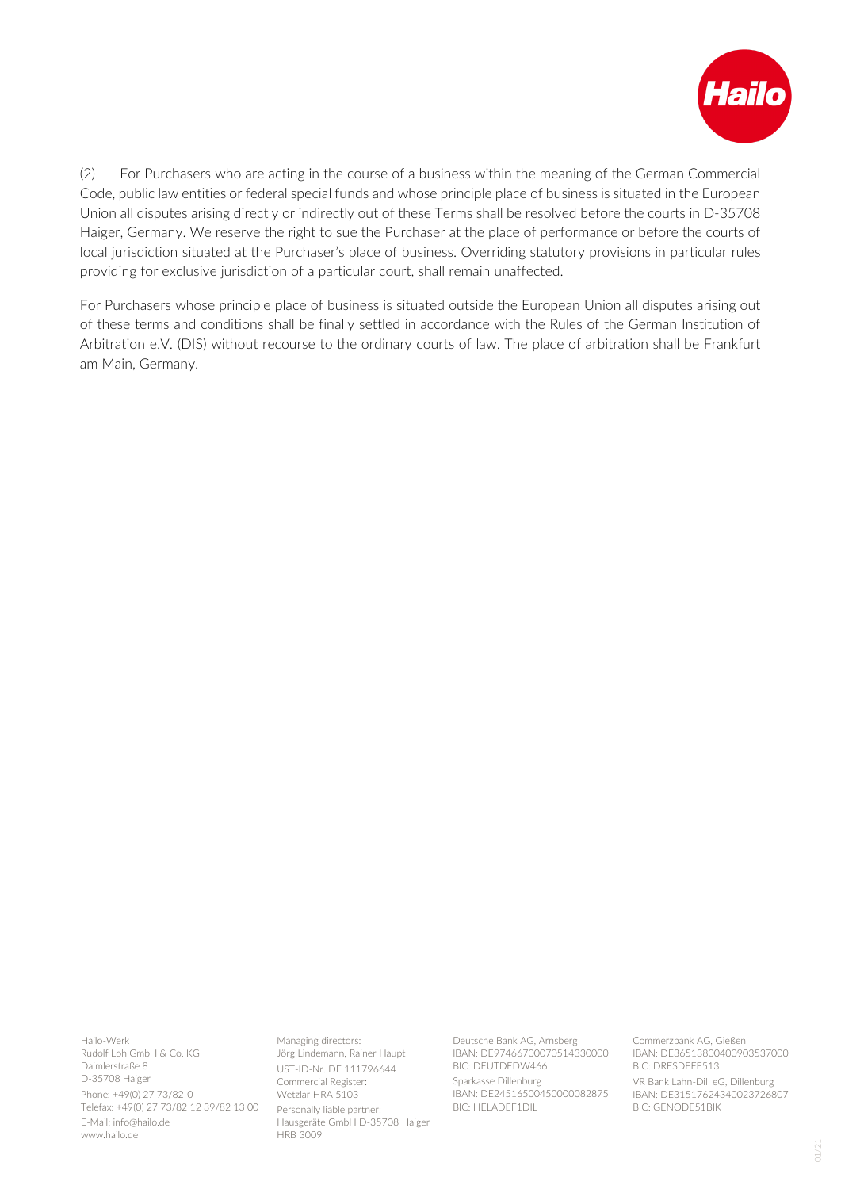(2) For Purchasers who are acting in the course of a business within the meaning of the German Commercial Code, public law entities or federal special funds and whose principle place of business is situated in the European Union all disputes arising directly or indirectly out of these Terms shall be resolved before the courts in D-35708 Haiger, Germany. We reserve the right to sue the Purchaser at the place of performance or before the courts of local jurisdiction situated at the Purchaser's place of business. Overriding statutory provisions in particular rules providing for exclusive jurisdiction of a particular court, shall remain unaffected.

For Purchasers whose principle place of business is situated outside the European Union all disputes arising out of these terms and conditions shall be finally settled in accordance with the Rules of the German Institution of Arbitration e.V. (DIS) without recourse to the ordinary courts of law. The place of arbitration shall be Frankfurt am Main, Germany.

Hailo-Werk
Rudolf Loh GmbH & Co. KG
Daimlerstraße 8
D-35708 Haiger
Phone: +49(0) 27 73/82-0
Telefax: +49(0) 27 73/82 12 39/82 13 00
E-Mail: info@hailo.de
www.hailo.de

Managing directors:
Jörg Lindemann, Rainer Haupt
UST-ID-Nr. DE 111796644
Commercial Register:
Wetzlar HRA 5103
Personally liable partner:
Hausgeräte GmbH D-35708 Haiger
HRB 3009

Deutsche Bank AG, Arnsberg
IBAN: DE97466700070514330000
BIC: DEUTDEDW466
Sparkasse Dillenburg
IBAN: DE24516500450000082875
BIC: HELADEF1DIL

Commerzbank AG, Gießen
IBAN: DE36513800400903537000
BIC: DRESDEFF513
VR Bank Lahn-Dill eG, Dillenburg
IBAN: DE31517624340023726807
BIC: GENODE51BIK